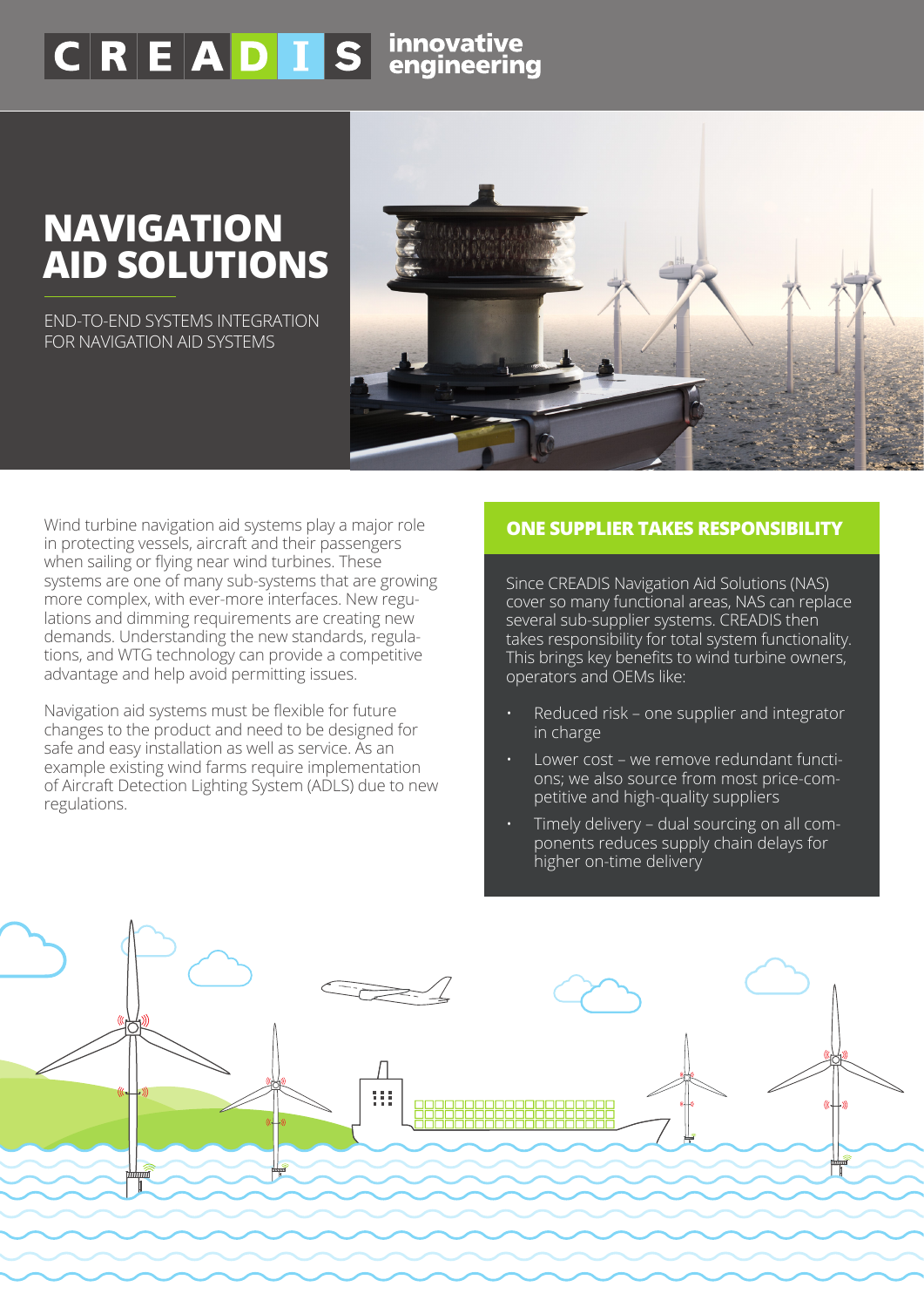CREADIS innovative engineering

# NAVIGATION AID SOLUTIONS

END-TO-END SYSTEMS INTEGRATION FOR NAVIGATION AID SYSTEMS

Wind turbine navigation aid systems play a major role in protecting vessels, aircraft and their passengers when sailing or flying near wind turbines. These systems are one of many sub-systems that are growing more complex, with ever-more interfaces. New regulations and dimming requirements are creating new demands. Understanding the new standards, regulations, and WTG technology can provide a competitive advantage and help avoid permitting issues.

Navigation aid systems must be flexible for future changes to the product and need to be designed for safe and easy installation as well as service. As an example existing wind farms require implementation of Aircraft Detection Lighting System (ADLS) due to new regulations.

## ONE SUPPLIER TAKES RESPONSIBILITY

Since CREADIS Navigation Aid Solutions (NAS) cover so many functional areas, NAS can replace several sub-supplier systems. CREADIS then takes responsibility for total system functionality. This brings key benefits to wind turbine owners, operators and OEMs like:

- Reduced risk – one supplier and integrator in charge
- Lower cost – we remove redundant functions; we also source from most price-competitive and high-quality suppliers
- Timely delivery – dual sourcing on all components reduces supply chain delays for higher on-time delivery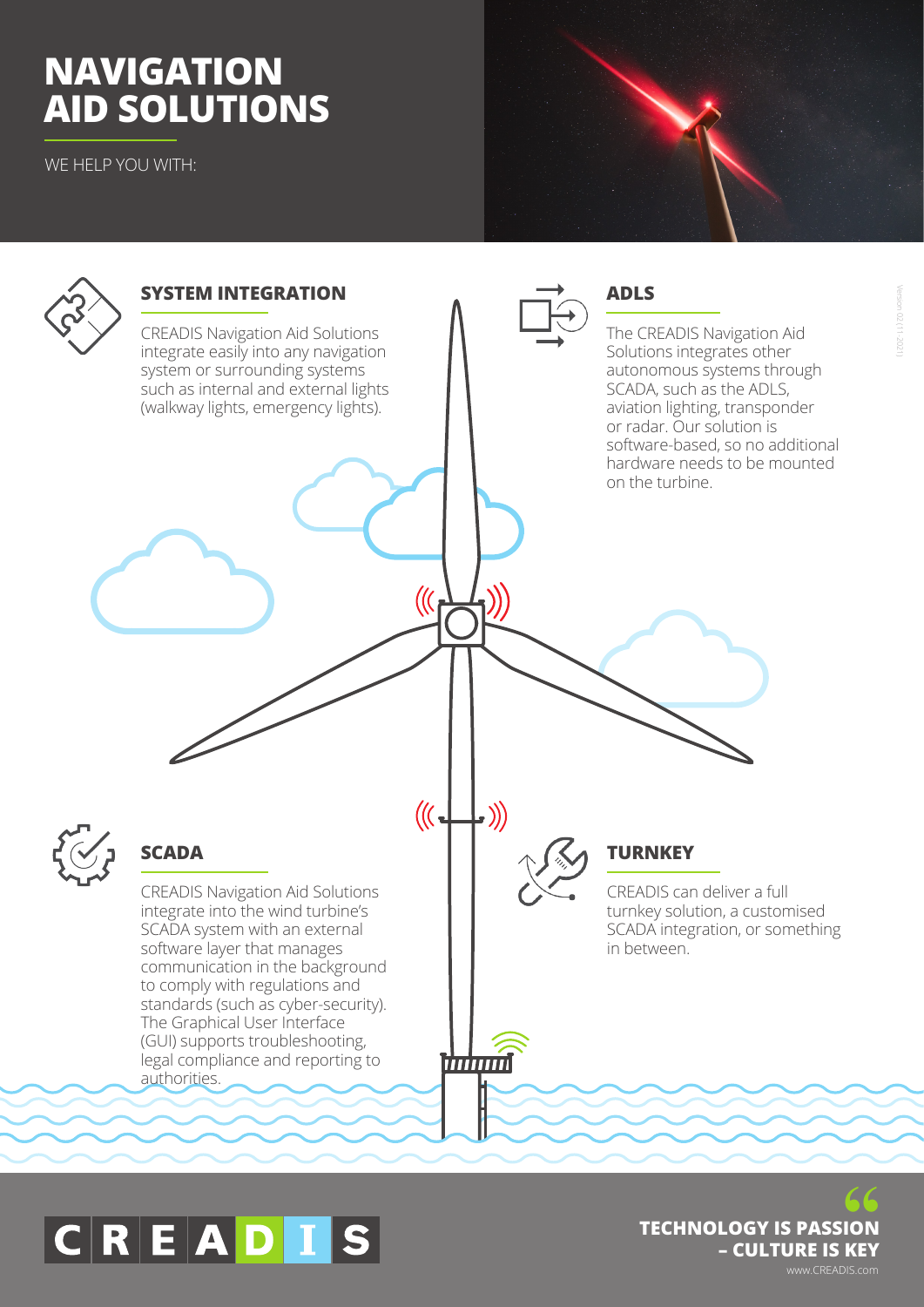# NAVIGATION AID SOLUTIONS

WE HELP YOU WITH:

## SYSTEM INTEGRATION

CREADIS Navigation Aid Solutions integrate easily into any navigation system or surrounding systems such as internal and external lights (walkway lights, emergency lights).

## ADLS

The CREADIS Navigation Aid Solutions integrates other autonomous systems through SCADA, such as the ADLS, aviation lighting, transponder or radar. Our solution is software-based, so no additional hardware needs to be mounted on the turbine.

## SCADA

CREADIS Navigation Aid Solutions integrate into the wind turbine's SCADA system with an external software layer that manages communication in the background to comply with regulations and standards (such as cyber-security). The Graphical User Interface (GUI) supports troubleshooting, legal compliance and reporting to authorities.

## TURNKEY

CREADIS can deliver a full turnkey solution, a customised SCADA integration, or something in between.

CREADIS

**TECHNOLOGY IS PASSION – CULTURE IS KEY**

www.CREADIS.com